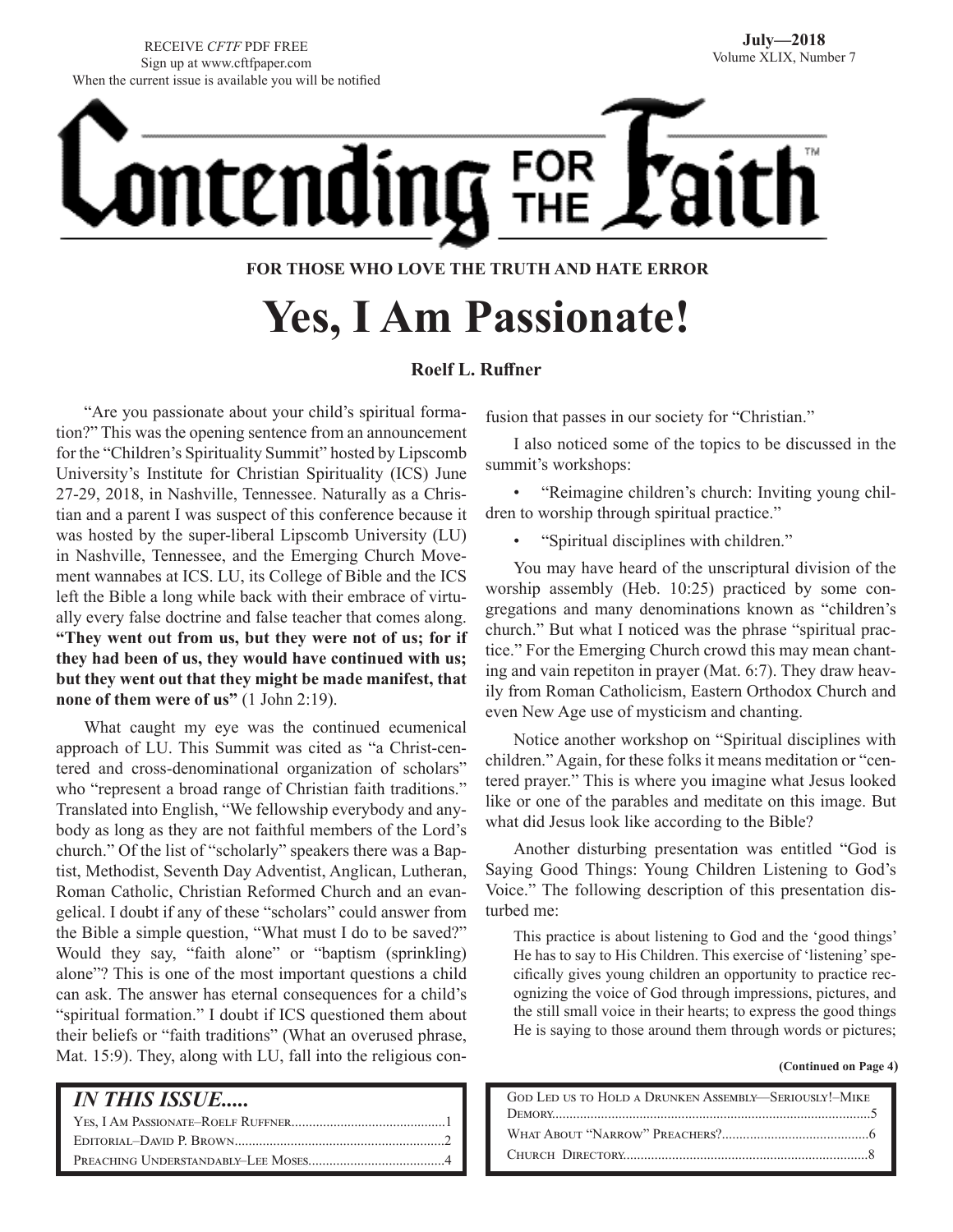RECEIVE *CFTF* PDF FREE
Sign up at www.cftfpaper.com
When the current issue is available you will be notified

**July—2018**
Volume XLIX, Number 7

# Contending for the Faith™

**FOR THOSE WHO LOVE THE TRUTH AND HATE ERROR**

# Yes, I Am Passionate!

**Roelf L. Ruffner**

"Are you passionate about your child's spiritual formation?" This was the opening sentence from an announcement for the "Children's Spirituality Summit" hosted by Lipscomb University's Institute for Christian Spirituality (ICS) June 27-29, 2018, in Nashville, Tennessee. Naturally as a Christian and a parent I was suspect of this conference because it was hosted by the super-liberal Lipscomb University (LU) in Nashville, Tennessee, and the Emerging Church Movement wannabes at ICS. LU, its College of Bible and the ICS left the Bible a long while back with their embrace of virtually every false doctrine and false teacher that comes along. **"They went out from us, but they were not of us; for if they had been of us, they would have continued with us; but they went out that they might be made manifest, that none of them were of us"** (1 John 2:19).

What caught my eye was the continued ecumenical approach of LU. This Summit was cited as "a Christ-centered and cross-denominational organization of scholars" who "represent a broad range of Christian faith traditions." Translated into English, "We fellowship everybody and anybody as long as they are not faithful members of the Lord's church." Of the list of "scholarly" speakers there was a Baptist, Methodist, Seventh Day Adventist, Anglican, Lutheran, Roman Catholic, Christian Reformed Church and an evangelical. I doubt if any of these "scholars" could answer from the Bible a simple question, "What must I do to be saved?" Would they say, "faith alone" or "baptism (sprinkling) alone"? This is one of the most important questions a child can ask. The answer has eternal consequences for a child's "spiritual formation." I doubt if ICS questioned them about their beliefs or "faith traditions" (What an overused phrase, Mat. 15:9). They, along with LU, fall into the religious confusion that passes in our society for "Christian."

I also noticed some of the topics to be discussed in the summit's workshops:

- "Reimagine children's church: Inviting young children to worship through spiritual practice."
- "Spiritual disciplines with children."

You may have heard of the unscriptural division of the worship assembly (Heb. 10:25) practiced by some congregations and many denominations known as "children's church." But what I noticed was the phrase "spiritual practice." For the Emerging Church crowd this may mean chanting and vain repetiton in prayer (Mat. 6:7). They draw heavily from Roman Catholicism, Eastern Orthodox Church and even New Age use of mysticism and chanting.

Notice another workshop on "Spiritual disciplines with children." Again, for these folks it means meditation or "centered prayer." This is where you imagine what Jesus looked like or one of the parables and meditate on this image. But what did Jesus look like according to the Bible?

Another disturbing presentation was entitled "God is Saying Good Things: Young Children Listening to God's Voice." The following description of this presentation disturbed me:

> This practice is about listening to God and the 'good things' He has to say to His Children. This exercise of 'listening' specifically gives young children an opportunity to practice recognizing the voice of God through impressions, pictures, and the still small voice in their hearts; to express the good things He is saying to those around them through words or pictures;

**(Continued on Page 4)**

## *IN THIS ISSUE.....*

- Yes, I Am Passionate–Roelf Ruffner....1
- Editorial–David P. Brown....2
- Preaching Understandably–Lee Moses....4
- God Led us to Hold a Drunken Assembly—Seriously!–Mike Demory....5
- What About "Narrow" Preachers?....6
- Church Directory....8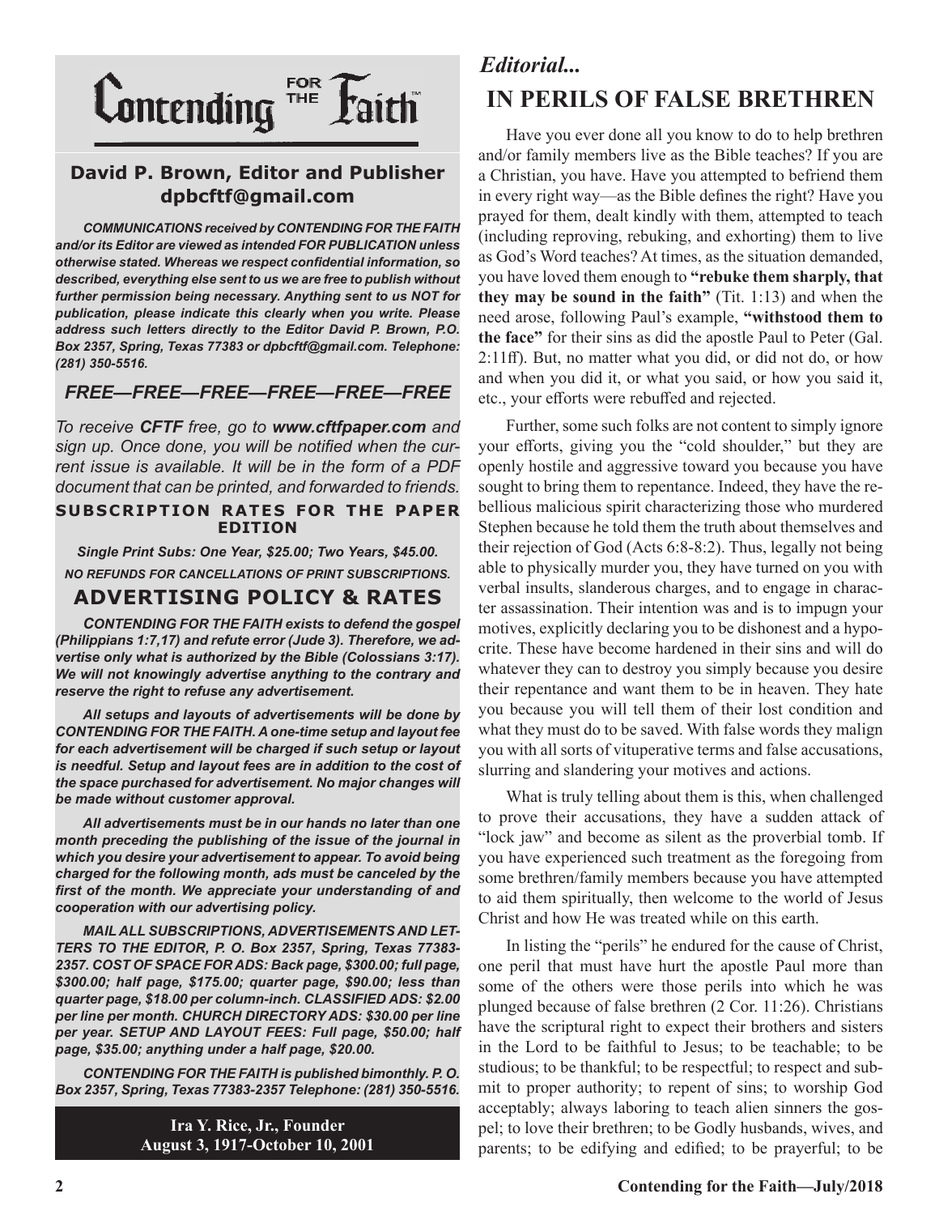# Contending FOR THE Faith™

**David P. Brown, Editor and Publisher**
**dpbcftf@gmail.com**

***COMMUNICATIONS received by CONTENDING FOR THE FAITH and/or its Editor are viewed as intended FOR PUBLICATION unless otherwise stated. Whereas we respect confidential information, so described, everything else sent to us we are free to publish without further permission being necessary. Anything sent to us NOT for publication, please indicate this clearly when you write. Please address such letters directly to the Editor David P. Brown, P.O. Box 2357, Spring, Texas 77383 or dpbcftf@gmail.com. Telephone: (281) 350-5516.***

## *FREE—FREE—FREE—FREE—FREE—FREE*

*To receive **CFTF** free, go to **www.cftfpaper.com** and sign up. Once done, you will be notified when the current issue is available. It will be in the form of a PDF document that can be printed, and forwarded to friends.*

**SUBSCRIPTION RATES FOR THE PAPER EDITION**

***Single Print Subs: One Year, $25.00; Two Years, $45.00.***

***NO REFUNDS FOR CANCELLATIONS OF PRINT SUBSCRIPTIONS.***

## ADVERTISING POLICY & RATES

***CONTENDING FOR THE FAITH exists to defend the gospel (Philippians 1:7,17) and refute error (Jude 3). Therefore, we advertise only what is authorized by the Bible (Colossians 3:17). We will not knowingly advertise anything to the contrary and reserve the right to refuse any advertisement.***

***All setups and layouts of advertisements will be done by CONTENDING FOR THE FAITH. A one-time setup and layout fee for each advertisement will be charged if such setup or layout is needful. Setup and layout fees are in addition to the cost of the space purchased for advertisement. No major changes will be made without customer approval.***

***All advertisements must be in our hands no later than one month preceding the publishing of the issue of the journal in which you desire your advertisement to appear. To avoid being charged for the following month, ads must be canceled by the first of the month. We appreciate your understanding of and cooperation with our advertising policy.***

***MAIL ALL SUBSCRIPTIONS, ADVERTISEMENTS AND LETTERS TO THE EDITOR, P. O. Box 2357, Spring, Texas 77383-2357. COST OF SPACE FOR ADS: Back page, $300.00; full page, $300.00; half page, $175.00; quarter page, $90.00; less than quarter page, $18.00 per column-inch. CLASSIFIED ADS: $2.00 per line per month. CHURCH DIRECTORY ADS: $30.00 per line per year. SETUP AND LAYOUT FEES: Full page, $50.00; half page, $35.00; anything under a half page, $20.00.***

***CONTENDING FOR THE FAITH is published bimonthly. P. O. Box 2357, Spring, Texas 77383-2357 Telephone: (281) 350-5516.***

**Ira Y. Rice, Jr., Founder**
**August 3, 1917-October 10, 2001**

## *Editorial...*

# IN PERILS OF FALSE BRETHREN

Have you ever done all you know to do to help brethren and/or family members live as the Bible teaches? If you are a Christian, you have. Have you attempted to befriend them in every right way—as the Bible defines the right? Have you prayed for them, dealt kindly with them, attempted to teach (including reproving, rebuking, and exhorting) them to live as God's Word teaches? At times, as the situation demanded, you have loved them enough to **"rebuke them sharply, that they may be sound in the faith"** (Tit. 1:13) and when the need arose, following Paul's example, **"withstood them to the face"** for their sins as did the apostle Paul to Peter (Gal. 2:11ff). But, no matter what you did, or did not do, or how and when you did it, or what you said, or how you said it, etc., your efforts were rebuffed and rejected.

Further, some such folks are not content to simply ignore your efforts, giving you the "cold shoulder," but they are openly hostile and aggressive toward you because you have sought to bring them to repentance. Indeed, they have the rebellious malicious spirit characterizing those who murdered Stephen because he told them the truth about themselves and their rejection of God (Acts 6:8-8:2). Thus, legally not being able to physically murder you, they have turned on you with verbal insults, slanderous charges, and to engage in character assassination. Their intention was and is to impugn your motives, explicitly declaring you to be dishonest and a hypocrite. These have become hardened in their sins and will do whatever they can to destroy you simply because you desire their repentance and want them to be in heaven. They hate you because you will tell them of their lost condition and what they must do to be saved. With false words they malign you with all sorts of vituperative terms and false accusations, slurring and slandering your motives and actions.

What is truly telling about them is this, when challenged to prove their accusations, they have a sudden attack of "lock jaw" and become as silent as the proverbial tomb. If you have experienced such treatment as the foregoing from some brethren/family members because you have attempted to aid them spiritually, then welcome to the world of Jesus Christ and how He was treated while on this earth.

In listing the "perils" he endured for the cause of Christ, one peril that must have hurt the apostle Paul more than some of the others were those perils into which he was plunged because of false brethren (2 Cor. 11:26). Christians have the scriptural right to expect their brothers and sisters in the Lord to be faithful to Jesus; to be teachable; to be studious; to be thankful; to be respectful; to respect and submit to proper authority; to repent of sins; to worship God acceptably; always laboring to teach alien sinners the gospel; to love their brethren; to be Godly husbands, wives, and parents; to be edifying and edified; to be prayerful; to be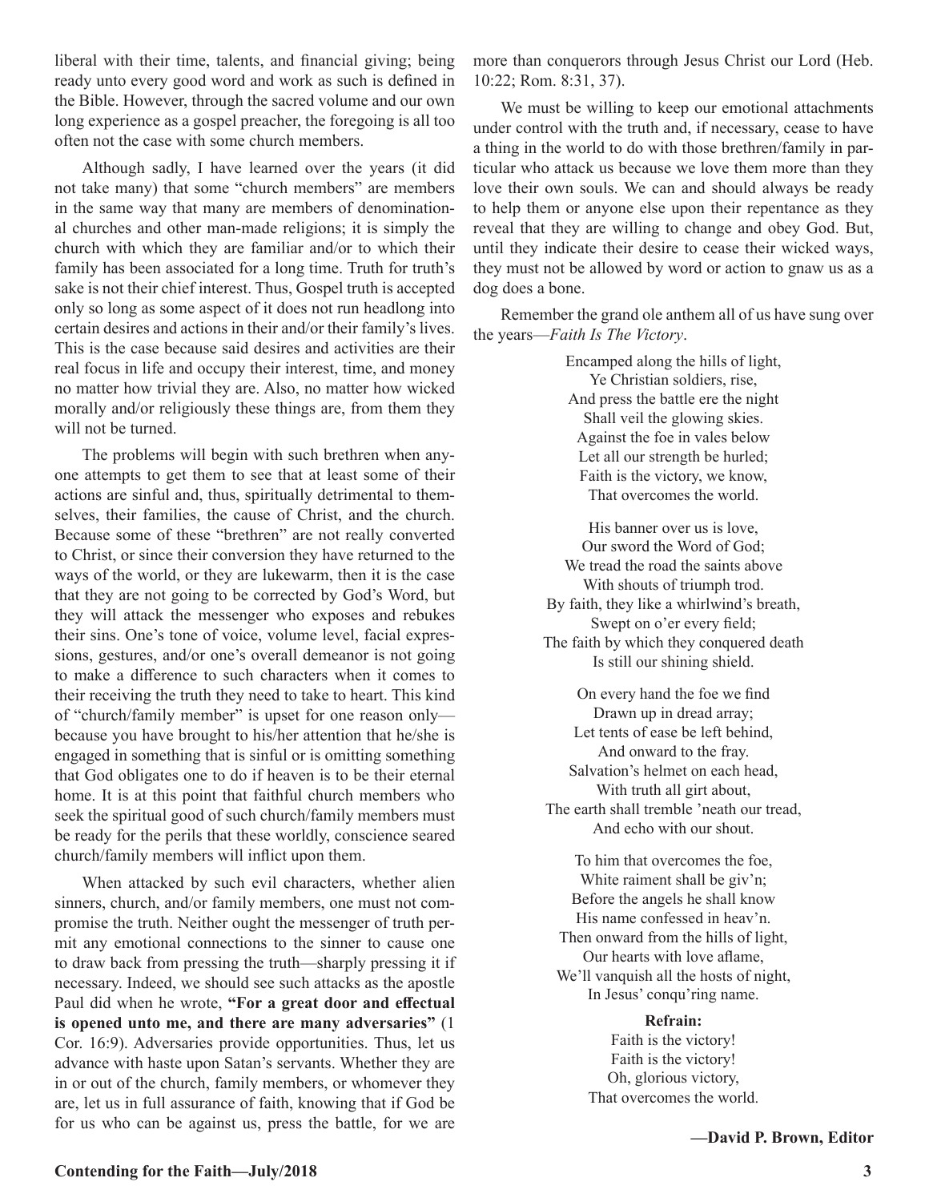liberal with their time, talents, and financial giving; being ready unto every good word and work as such is defined in the Bible. However, through the sacred volume and our own long experience as a gospel preacher, the foregoing is all too often not the case with some church members.

Although sadly, I have learned over the years (it did not take many) that some "church members" are members in the same way that many are members of denominational churches and other man-made religions; it is simply the church with which they are familiar and/or to which their family has been associated for a long time. Truth for truth's sake is not their chief interest. Thus, Gospel truth is accepted only so long as some aspect of it does not run headlong into certain desires and actions in their and/or their family's lives. This is the case because said desires and activities are their real focus in life and occupy their interest, time, and money no matter how trivial they are. Also, no matter how wicked morally and/or religiously these things are, from them they will not be turned.

The problems will begin with such brethren when anyone attempts to get them to see that at least some of their actions are sinful and, thus, spiritually detrimental to themselves, their families, the cause of Christ, and the church. Because some of these "brethren" are not really converted to Christ, or since their conversion they have returned to the ways of the world, or they are lukewarm, then it is the case that they are not going to be corrected by God's Word, but they will attack the messenger who exposes and rebukes their sins. One's tone of voice, volume level, facial expressions, gestures, and/or one's overall demeanor is not going to make a difference to such characters when it comes to their receiving the truth they need to take to heart. This kind of "church/family member" is upset for one reason only—because you have brought to his/her attention that he/she is engaged in something that is sinful or is omitting something that God obligates one to do if heaven is to be their eternal home. It is at this point that faithful church members who seek the spiritual good of such church/family members must be ready for the perils that these worldly, conscience seared church/family members will inflict upon them.

When attacked by such evil characters, whether alien sinners, church, and/or family members, one must not compromise the truth. Neither ought the messenger of truth permit any emotional connections to the sinner to cause one to draw back from pressing the truth—sharply pressing it if necessary. Indeed, we should see such attacks as the apostle Paul did when he wrote, **"For a great door and effectual is opened unto me, and there are many adversaries"** (1 Cor. 16:9). Adversaries provide opportunities. Thus, let us advance with haste upon Satan's servants. Whether they are in or out of the church, family members, or whomever they are, let us in full assurance of faith, knowing that if God be for us who can be against us, press the battle, for we are more than conquerors through Jesus Christ our Lord (Heb. 10:22; Rom. 8:31, 37).

We must be willing to keep our emotional attachments under control with the truth and, if necessary, cease to have a thing in the world to do with those brethren/family in particular who attack us because we love them more than they love their own souls. We can and should always be ready to help them or anyone else upon their repentance as they reveal that they are willing to change and obey God. But, until they indicate their desire to cease their wicked ways, they must not be allowed by word or action to gnaw us as a dog does a bone.

Remember the grand ole anthem all of us have sung over the years—*Faith Is The Victory*.

Encamped along the hills of light,  
Ye Christian soldiers, rise,  
And press the battle ere the night  
Shall veil the glowing skies.  
Against the foe in vales below  
Let all our strength be hurled;  
Faith is the victory, we know,  
That overcomes the world.

His banner over us is love,  
Our sword the Word of God;  
We tread the road the saints above  
With shouts of triumph trod.  
By faith, they like a whirlwind's breath,  
Swept on o'er every field;  
The faith by which they conquered death  
Is still our shining shield.

On every hand the foe we find  
Drawn up in dread array;  
Let tents of ease be left behind,  
And onward to the fray.  
Salvation's helmet on each head,  
With truth all girt about,  
The earth shall tremble 'neath our tread,  
And echo with our shout.

To him that overcomes the foe,  
White raiment shall be giv'n;  
Before the angels he shall know  
His name confessed in heav'n.  
Then onward from the hills of light,  
Our hearts with love aflame,  
We'll vanquish all the hosts of night,  
In Jesus' conqu'ring name.

**Refrain:**  
Faith is the victory!  
Faith is the victory!  
Oh, glorious victory,  
That overcomes the world.

**—David P. Brown, Editor**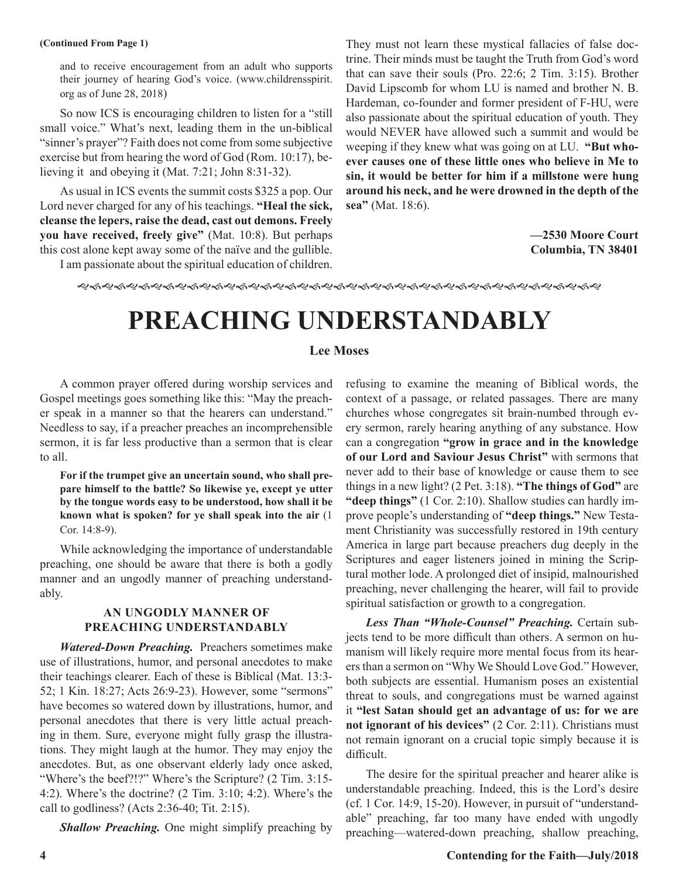**(Continued From Page 1)**

> and to receive encouragement from an adult who supports their journey of hearing God's voice. (www.childrensspirit.org as of June 28, 2018)

So now ICS is encouraging children to listen for a "still small voice." What's next, leading them in the un-biblical "sinner's prayer"? Faith does not come from some subjective exercise but from hearing the word of God (Rom. 10:17), believing it and obeying it (Mat. 7:21; John 8:31-32).

As usual in ICS events the summit costs $325 a pop. Our Lord never charged for any of his teachings. **"Heal the sick, cleanse the lepers, raise the dead, cast out demons. Freely you have received, freely give"** (Mat. 10:8). But perhaps this cost alone kept away some of the naïve and the gullible.

I am passionate about the spiritual education of children. They must not learn these mystical fallacies of false doctrine. Their minds must be taught the Truth from God's word that can save their souls (Pro. 22:6; 2 Tim. 3:15). Brother David Lipscomb for whom LU is named and brother N. B. Hardeman, co-founder and former president of F-HU, were also passionate about the spiritual education of youth. They would NEVER have allowed such a summit and would be weeping if they knew what was going on at LU. **"But whoever causes one of these little ones who believe in Me to sin, it would be better for him if a millstone were hung around his neck, and he were drowned in the depth of the sea"** (Mat. 18:6).

**—2530 Moore Court**
**Columbia, TN 38401**

# PREACHING UNDERSTANDABLY

**Lee Moses**

A common prayer offered during worship services and Gospel meetings goes something like this: "May the preacher speak in a manner so that the hearers can understand." Needless to say, if a preacher preaches an incomprehensible sermon, it is far less productive than a sermon that is clear to all.

> **For if the trumpet give an uncertain sound, who shall prepare himself to the battle? So likewise ye, except ye utter by the tongue words easy to be understood, how shall it be known what is spoken? for ye shall speak into the air** (1 Cor. 14:8-9).

While acknowledging the importance of understandable preaching, one should be aware that there is both a godly manner and an ungodly manner of preaching understandably.

### AN UNGODLY MANNER OF PREACHING UNDERSTANDABLY

***Watered-Down Preaching.*** Preachers sometimes make use of illustrations, humor, and personal anecdotes to make their teachings clearer. Each of these is Biblical (Mat. 13:3-52; 1 Kin. 18:27; Acts 26:9-23). However, some "sermons" have becomes so watered down by illustrations, humor, and personal anecdotes that there is very little actual preaching in them. Sure, everyone might fully grasp the illustrations. They might laugh at the humor. They may enjoy the anecdotes. But, as one observant elderly lady once asked, "Where's the beef?!?" Where's the Scripture? (2 Tim. 3:15-4:2). Where's the doctrine? (2 Tim. 3:10; 4:2). Where's the call to godliness? (Acts 2:36-40; Tit. 2:15).

***Shallow Preaching.*** One might simplify preaching by refusing to examine the meaning of Biblical words, the context of a passage, or related passages. There are many churches whose congregates sit brain-numbed through every sermon, rarely hearing anything of any substance. How can a congregation **"grow in grace and in the knowledge of our Lord and Saviour Jesus Christ"** with sermons that never add to their base of knowledge or cause them to see things in a new light? (2 Pet. 3:18). **"The things of God"** are **"deep things"** (1 Cor. 2:10). Shallow studies can hardly improve people's understanding of **"deep things."** New Testament Christianity was successfully restored in 19th century America in large part because preachers dug deeply in the Scriptures and eager listeners joined in mining the Scriptural mother lode. A prolonged diet of insipid, malnourished preaching, never challenging the hearer, will fail to provide spiritual satisfaction or growth to a congregation.

***Less Than "Whole-Counsel" Preaching.*** Certain subjects tend to be more difficult than others. A sermon on humanism will likely require more mental focus from its hearers than a sermon on "Why We Should Love God." However, both subjects are essential. Humanism poses an existential threat to souls, and congregations must be warned against it **"lest Satan should get an advantage of us: for we are not ignorant of his devices"** (2 Cor. 2:11). Christians must not remain ignorant on a crucial topic simply because it is difficult.

The desire for the spiritual preacher and hearer alike is understandable preaching. Indeed, this is the Lord's desire (cf. 1 Cor. 14:9, 15-20). However, in pursuit of "understandable" preaching, far too many have ended with ungodly preaching—watered-down preaching, shallow preaching,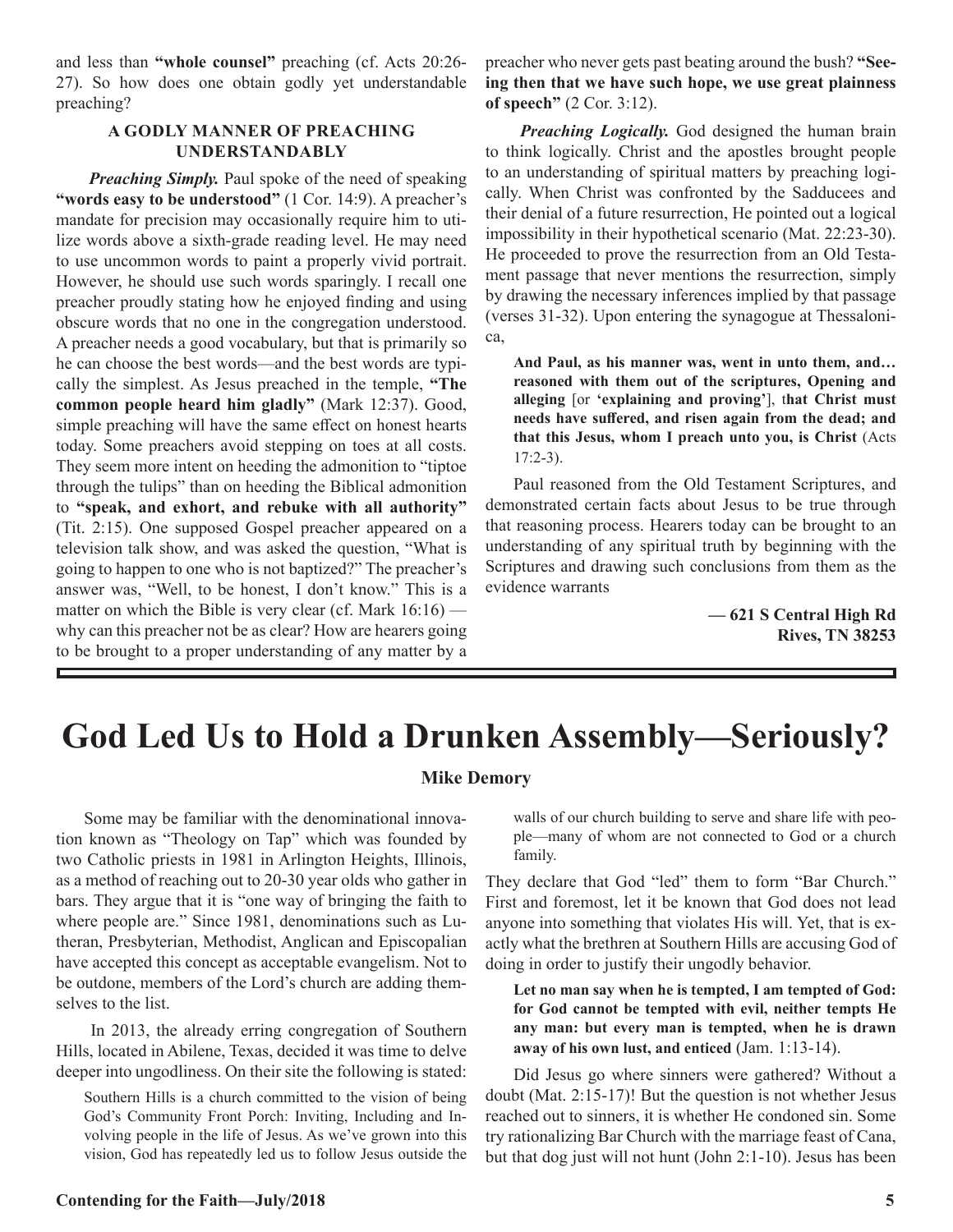and less than **"whole counsel"** preaching (cf. Acts 20:26-27). So how does one obtain godly yet understandable preaching?

### A GODLY MANNER OF PREACHING UNDERSTANDABLY

***Preaching Simply.*** Paul spoke of the need of speaking **"words easy to be understood"** (1 Cor. 14:9). A preacher's mandate for precision may occasionally require him to utilize words above a sixth-grade reading level. He may need to use uncommon words to paint a properly vivid portrait. However, he should use such words sparingly. I recall one preacher proudly stating how he enjoyed finding and using obscure words that no one in the congregation understood. A preacher needs a good vocabulary, but that is primarily so he can choose the best words—and the best words are typically the simplest. As Jesus preached in the temple, **"The common people heard him gladly"** (Mark 12:37). Good, simple preaching will have the same effect on honest hearts today. Some preachers avoid stepping on toes at all costs. They seem more intent on heeding the admonition to "tiptoe through the tulips" than on heeding the Biblical admonition to **"speak, and exhort, and rebuke with all authority"** (Tit. 2:15). One supposed Gospel preacher appeared on a television talk show, and was asked the question, "What is going to happen to one who is not baptized?" The preacher's answer was, "Well, to be honest, I don't know." This is a matter on which the Bible is very clear (cf. Mark 16:16) — why can this preacher not be as clear? How are hearers going to be brought to a proper understanding of any matter by a preacher who never gets past beating around the bush? **"Seeing then that we have such hope, we use great plainness of speech"** (2 Cor. 3:12).

***Preaching Logically.*** God designed the human brain to think logically. Christ and the apostles brought people to an understanding of spiritual matters by preaching logically. When Christ was confronted by the Sadducees and their denial of a future resurrection, He pointed out a logical impossibility in their hypothetical scenario (Mat. 22:23-30). He proceeded to prove the resurrection from an Old Testament passage that never mentions the resurrection, simply by drawing the necessary inferences implied by that passage (verses 31-32). Upon entering the synagogue at Thessalonica,

> **And Paul, as his manner was, went in unto them, and… reasoned with them out of the scriptures, Opening and alleging** [or **'explaining and proving'**], t**hat Christ must needs have suffered, and risen again from the dead; and that this Jesus, whom I preach unto you, is Christ** (Acts 17:2-3).

Paul reasoned from the Old Testament Scriptures, and demonstrated certain facts about Jesus to be true through that reasoning process. Hearers today can be brought to an understanding of any spiritual truth by beginning with the Scriptures and drawing such conclusions from them as the evidence warrants

**— 621 S Central High Rd**
**Rives, TN 38253**

# God Led Us to Hold a Drunken Assembly—Seriously?

**Mike Demory**

Some may be familiar with the denominational innovation known as "Theology on Tap" which was founded by two Catholic priests in 1981 in Arlington Heights, Illinois, as a method of reaching out to 20-30 year olds who gather in bars. They argue that it is "one way of bringing the faith to where people are." Since 1981, denominations such as Lutheran, Presbyterian, Methodist, Anglican and Episcopalian have accepted this concept as acceptable evangelism. Not to be outdone, members of the Lord's church are adding themselves to the list.

In 2013, the already erring congregation of Southern Hills, located in Abilene, Texas, decided it was time to delve deeper into ungodliness. On their site the following is stated:

> Southern Hills is a church committed to the vision of being God's Community Front Porch: Inviting, Including and Involving people in the life of Jesus. As we've grown into this vision, God has repeatedly led us to follow Jesus outside the walls of our church building to serve and share life with people—many of whom are not connected to God or a church family.

They declare that God "led" them to form "Bar Church." First and foremost, let it be known that God does not lead anyone into something that violates His will. Yet, that is exactly what the brethren at Southern Hills are accusing God of doing in order to justify their ungodly behavior.

> **Let no man say when he is tempted, I am tempted of God: for God cannot be tempted with evil, neither tempts He any man: but every man is tempted, when he is drawn away of his own lust, and enticed** (Jam. 1:13-14).

Did Jesus go where sinners were gathered? Without a doubt (Mat. 2:15-17)! But the question is not whether Jesus reached out to sinners, it is whether He condoned sin. Some try rationalizing Bar Church with the marriage feast of Cana, but that dog just will not hunt (John 2:1-10). Jesus has been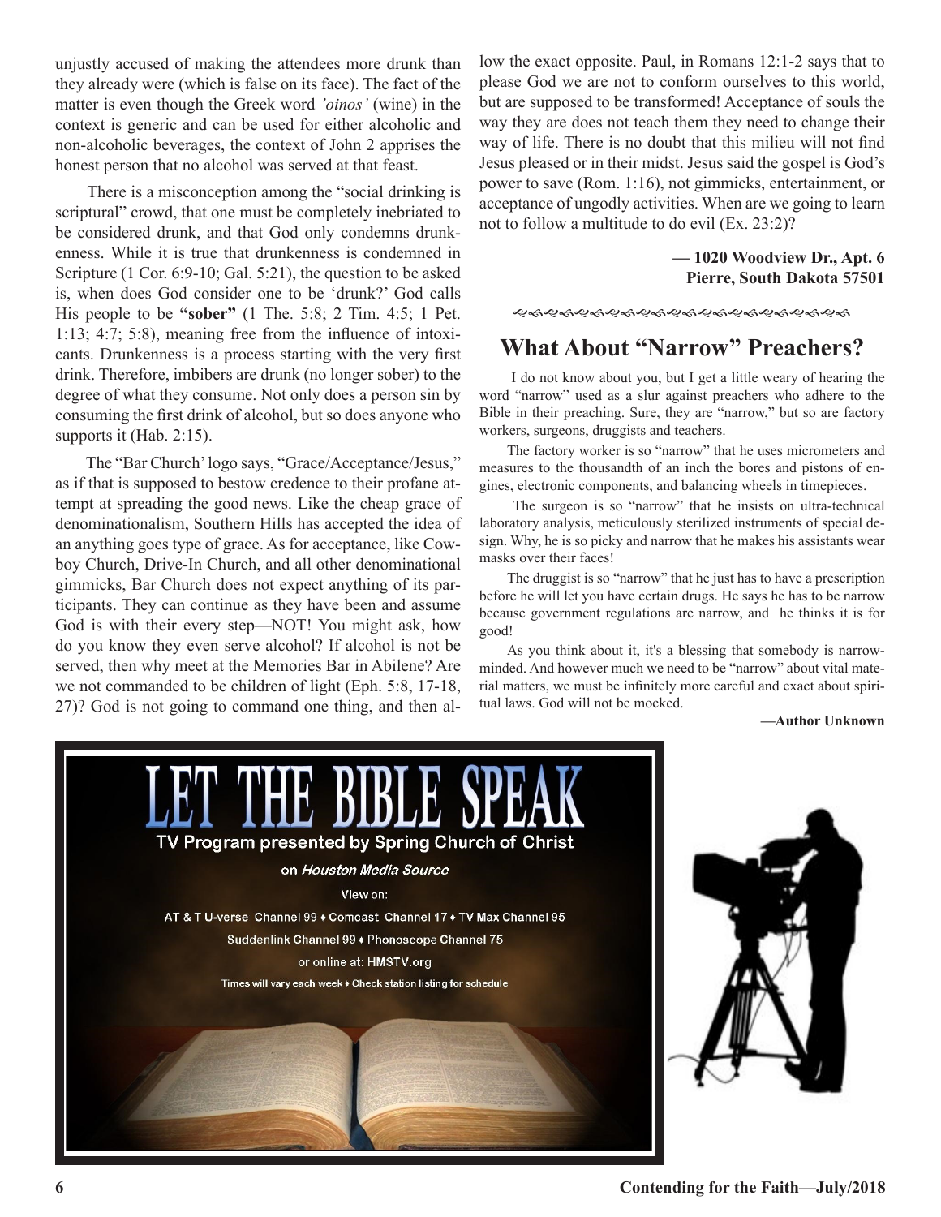unjustly accused of making the attendees more drunk than they already were (which is false on its face). The fact of the matter is even though the Greek word *'oinos'* (wine) in the context is generic and can be used for either alcoholic and non-alcoholic beverages, the context of John 2 apprises the honest person that no alcohol was served at that feast.

There is a misconception among the "social drinking is scriptural" crowd, that one must be completely inebriated to be considered drunk, and that God only condemns drunkenness. While it is true that drunkenness is condemned in Scripture (1 Cor. 6:9-10; Gal. 5:21), the question to be asked is, when does God consider one to be 'drunk?' God calls His people to be **"sober"** (1 The. 5:8; 2 Tim. 4:5; 1 Pet. 1:13; 4:7; 5:8), meaning free from the influence of intoxicants. Drunkenness is a process starting with the very first drink. Therefore, imbibers are drunk (no longer sober) to the degree of what they consume. Not only does a person sin by consuming the first drink of alcohol, but so does anyone who supports it (Hab. 2:15).

The "Bar Church' logo says, "Grace/Acceptance/Jesus," as if that is supposed to bestow credence to their profane attempt at spreading the good news. Like the cheap grace of denominationalism, Southern Hills has accepted the idea of an anything goes type of grace. As for acceptance, like Cowboy Church, Drive-In Church, and all other denominational gimmicks, Bar Church does not expect anything of its participants. They can continue as they have been and assume God is with their every step—NOT! You might ask, how do you know they even serve alcohol? If alcohol is not be served, then why meet at the Memories Bar in Abilene? Are we not commanded to be children of light (Eph. 5:8, 17-18, 27)? God is not going to command one thing, and then allow the exact opposite. Paul, in Romans 12:1-2 says that to please God we are not to conform ourselves to this world, but are supposed to be transformed! Acceptance of souls the way they are does not teach them they need to change their way of life. There is no doubt that this milieu will not find Jesus pleased or in their midst. Jesus said the gospel is God's power to save (Rom. 1:16), not gimmicks, entertainment, or acceptance of ungodly activities. When are we going to learn not to follow a multitude to do evil (Ex. 23:2)?

**— 1020 Woodview Dr., Apt. 6**
**Pierre, South Dakota 57501**

## What About "Narrow" Preachers?

I do not know about you, but I get a little weary of hearing the word "narrow" used as a slur against preachers who adhere to the Bible in their preaching. Sure, they are "narrow," but so are factory workers, surgeons, druggists and teachers.

The factory worker is so "narrow" that he uses micrometers and measures to the thousandth of an inch the bores and pistons of engines, electronic components, and balancing wheels in timepieces.

The surgeon is so "narrow" that he insists on ultra-technical laboratory analysis, meticulously sterilized instruments of special design. Why, he is so picky and narrow that he makes his assistants wear masks over their faces!

The druggist is so "narrow" that he just has to have a prescription before he will let you have certain drugs. He says he has to be narrow because government regulations are narrow, and he thinks it is for good!

As you think about it, it's a blessing that somebody is narrow-minded. And however much we need to be "narrow" about vital material matters, we must be infinitely more careful and exact about spiritual laws. God will not be mocked.

**—Author Unknown**

# LET THE BIBLE SPEAK

TV Program presented by Spring Church of Christ

on *Houston Media Source*

View on:

AT & T U-verse Channel 99 ♦ Comcast Channel 17 ♦ TV Max Channel 95

Suddenlink Channel 99 ♦ Phonoscope Channel 75

or online at: HMSTV.org

Times will vary each week ♦ Check station listing for schedule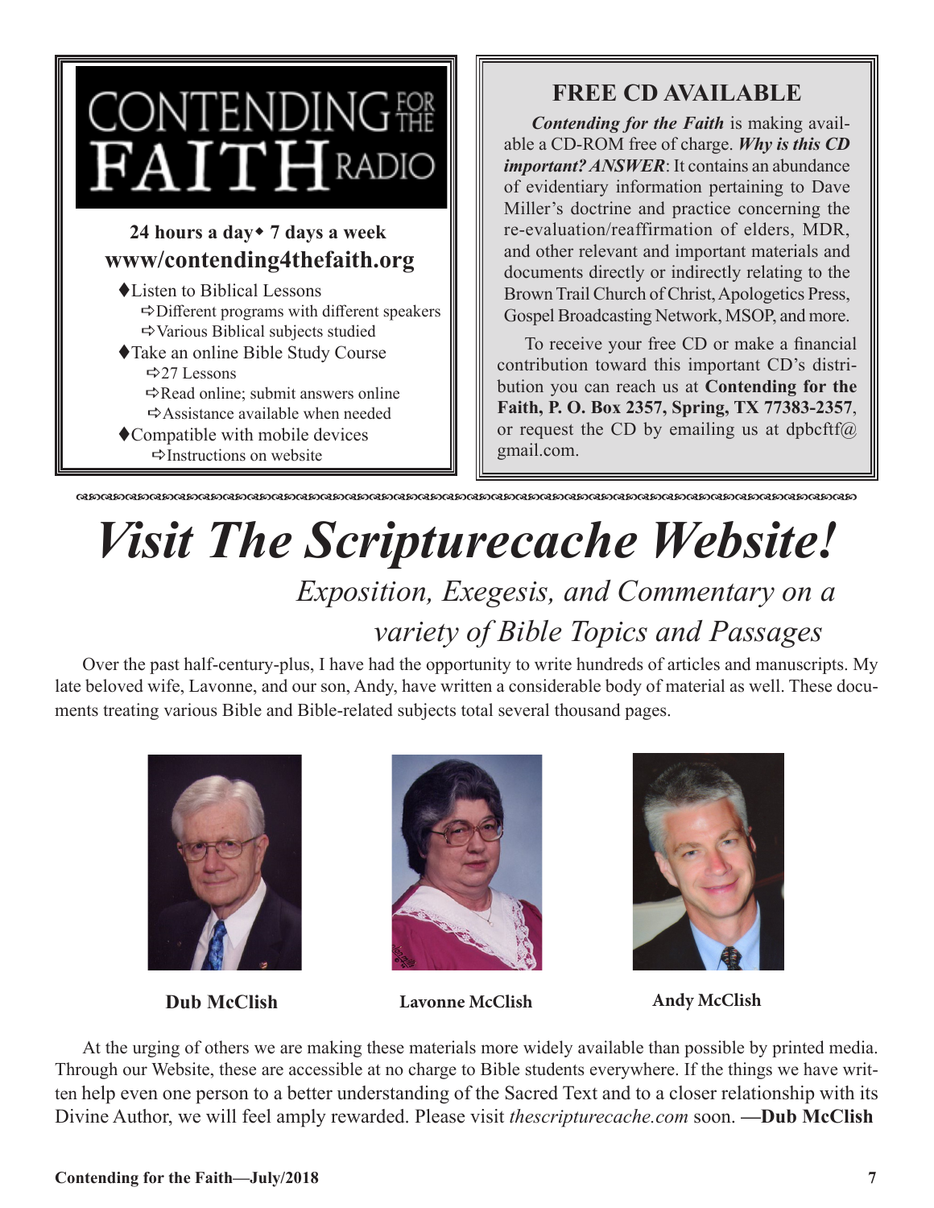## CONTENDING FOR THE FAITH RADIO

**24 hours a day ◆ 7 days a week**

**www/contending4thefaith.org**

- ♦Listen to Biblical Lessons
  - ⇨Different programs with different speakers
  - ⇨Various Biblical subjects studied
- ♦Take an online Bible Study Course
  - ⇨27 Lessons
  - ⇨Read online; submit answers online
  - ⇨Assistance available when needed
- ♦Compatible with mobile devices
  - ⇨Instructions on website

## FREE CD AVAILABLE

***Contending for the Faith*** is making available a CD-ROM free of charge. ***Why is this CD important? ANSWER***: It contains an abundance of evidentiary information pertaining to Dave Miller's doctrine and practice concerning the re-evaluation/reaffirmation of elders, MDR, and other relevant and important materials and documents directly or indirectly relating to the Brown Trail Church of Christ, Apologetics Press, Gospel Broadcasting Network, MSOP, and more.

To receive your free CD or make a financial contribution toward this important CD's distribution you can reach us at **Contending for the Faith, P. O. Box 2357, Spring, TX 77383-2357**, or request the CD by emailing us at dpbcftf@gmail.com.

# *Visit The Scripturecache Website!*

*Exposition, Exegesis, and Commentary on a variety of Bible Topics and Passages*

Over the past half-century-plus, I have had the opportunity to write hundreds of articles and manuscripts. My late beloved wife, Lavonne, and our son, Andy, have written a considerable body of material as well. These documents treating various Bible and Bible-related subjects total several thousand pages.

**Dub McClish** **Lavonne McClish** **Andy McClish**

At the urging of others we are making these materials more widely available than possible by printed media. Through our Website, these are accessible at no charge to Bible students everywhere. If the things we have written help even one person to a better understanding of the Sacred Text and to a closer relationship with its Divine Author, we will feel amply rewarded. Please visit *thescripturecache.com* soon. **—Dub McClish**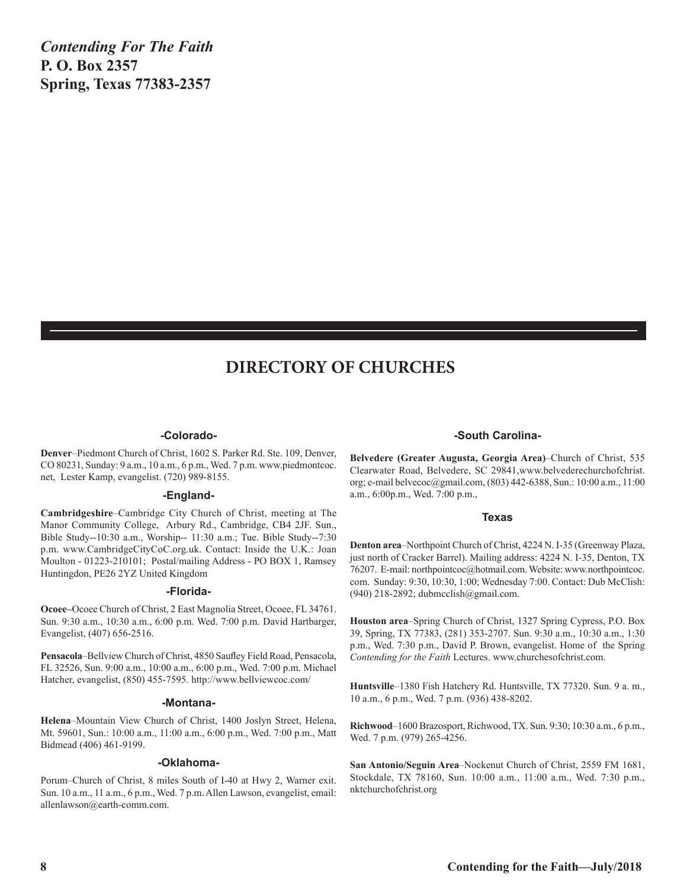*Contending For The Faith*
**P. O. Box 2357**
**Spring, Texas 77383-2357**

# DIRECTORY OF CHURCHES

### -Colorado-

**Denver**–Piedmont Church of Christ, 1602 S. Parker Rd. Ste. 109, Denver, CO 80231, Sunday: 9 a.m., 10 a.m., 6 p.m., Wed. 7 p.m. www.piedmontcoc.net, Lester Kamp, evangelist. (720) 989-8155.

### -England-

**Cambridgeshire**–Cambridge City Church of Christ, meeting at The Manor Community College, Arbury Rd., Cambridge, CB4 2JF. Sun., Bible Study--10:30 a.m., Worship-- 11:30 a.m.; Tue. Bible Study--7:30 p.m. www.CambridgeCityCoC.org.uk. Contact: Inside the U.K.: Joan Moulton - 01223-210101; Postal/mailing Address - PO BOX 1, Ramsey Huntingdon, PE26 2YZ United Kingdom

### -Florida-

**Ocoee**–Ocoee Church of Christ, 2 East Magnolia Street, Ocoee, FL 34761. Sun. 9:30 a.m., 10:30 a.m., 6:00 p.m. Wed. 7:00 p.m. David Hartbarger, Evangelist, (407) 656-2516.

**Pensacola**–Bellview Church of Christ, 4850 Saufley Field Road, Pensacola, FL 32526, Sun. 9:00 a.m., 10:00 a.m., 6:00 p.m., Wed. 7:00 p.m. Michael Hatcher, evangelist, (850) 455-7595. http://www.bellviewcoc.com/

### -Montana-

**Helena**–Mountain View Church of Christ, 1400 Joslyn Street, Helena, Mt. 59601, Sun.: 10:00 a.m., 11:00 a.m., 6:00 p.m., Wed. 7:00 p.m., Matt Bidmead (406) 461-9199.

### -Oklahoma-

Porum–Church of Christ, 8 miles South of I-40 at Hwy 2, Warner exit. Sun. 10 a.m., 11 a.m., 6 p.m., Wed. 7 p.m. Allen Lawson, evangelist, email: allenlawson@earth-comm.com.

### -South Carolina-

**Belvedere (Greater Augusta, Georgia Area)**–Church of Christ, 535 Clearwater Road, Belvedere, SC 29841,www.belvederechurchofchrist.org; e-mail belvecoc@gmail.com, (803) 442-6388, Sun.: 10:00 a.m., 11:00 a.m., 6:00p.m., Wed. 7:00 p.m.,

### Texas

**Denton area**–Northpoint Church of Christ, 4224 N. I-35 (Greenway Plaza, just north of Cracker Barrel). Mailing address: 4224 N. I-35, Denton, TX 76207. E-mail: northpointcoc@hotmail.com. Website: www.northpointcoc.com. Sunday: 9:30, 10:30, 1:00; Wednesday 7:00. Contact: Dub McClish: (940) 218-2892; dubmcclish@gmail.com.

**Houston area**–Spring Church of Christ, 1327 Spring Cypress, P.O. Box 39, Spring, TX 77383, (281) 353-2707. Sun. 9:30 a.m., 10:30 a.m., 1:30 p.m., Wed. 7:30 p.m., David P. Brown, evangelist. Home of the Spring *Contending for the Faith* Lectures. www.churchesofchrist.com.

**Huntsville**–1380 Fish Hatchery Rd. Huntsville, TX 77320. Sun. 9 a. m., 10 a.m., 6 p.m., Wed. 7 p.m. (936) 438-8202.

**Richwood**–1600 Brazosport, Richwood, TX. Sun. 9:30; 10:30 a.m., 6 p.m., Wed. 7 p.m. (979) 265-4256.

**San Antonio/Seguin Area**–Nockenut Church of Christ, 2559 FM 1681, Stockdale, TX 78160, Sun. 10:00 a.m., 11:00 a.m., Wed. 7:30 p.m., nktchurchofchrist.org